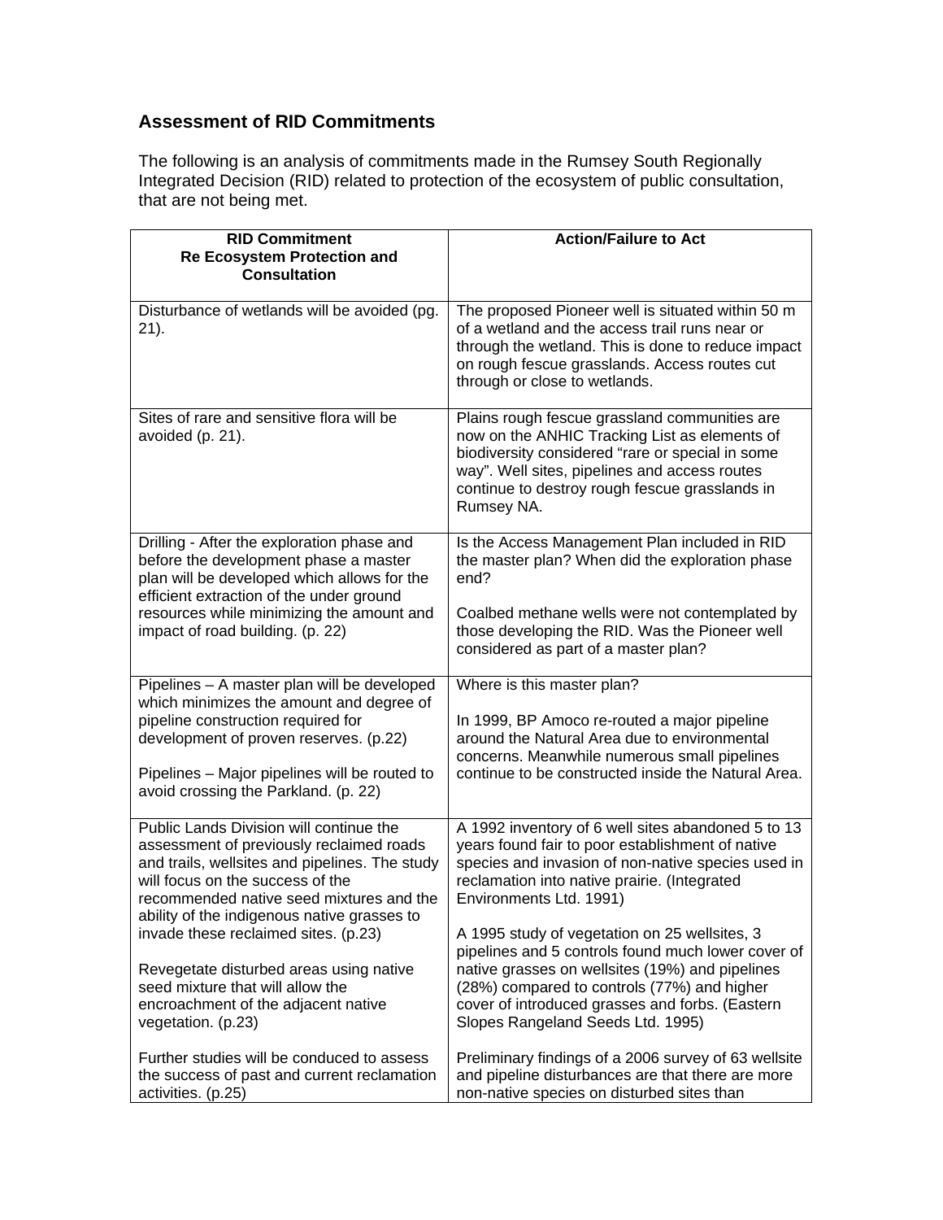## Assessment of RID Commitments

The following is an analysis of commitments made in the Rumsey South Regionally Integrated Decision (RID) related to protection of the ecosystem of public consultation, that are not being met.

| RID Commitment<br>Re Ecosystem Protection and Consultation | Action/Failure to Act |
|---|---|
| Disturbance of wetlands will be avoided (pg. 21). | The proposed Pioneer well is situated within 50 m of a wetland and the access trail runs near or through the wetland. This is done to reduce impact on rough fescue grasslands. Access routes cut through or close to wetlands. |
| Sites of rare and sensitive flora will be avoided (p. 21). | Plains rough fescue grassland communities are now on the ANHIC Tracking List as elements of biodiversity considered "rare or special in some way". Well sites, pipelines and access routes continue to destroy rough fescue grasslands in Rumsey NA. |
| Drilling - After the exploration phase and before the development phase a master plan will be developed which allows for the efficient extraction of the under ground resources while minimizing the amount and impact of road building. (p. 22) | Is the Access Management Plan included in RID the master plan? When did the exploration phase end?<br><br>Coalbed methane wells were not contemplated by those developing the RID. Was the Pioneer well considered as part of a master plan? |
| Pipelines – A master plan will be developed which minimizes the amount and degree of pipeline construction required for development of proven reserves. (p.22)<br><br>Pipelines – Major pipelines will be routed to avoid crossing the Parkland. (p. 22) | Where is this master plan?<br><br>In 1999, BP Amoco re-routed a major pipeline around the Natural Area due to environmental concerns. Meanwhile numerous small pipelines continue to be constructed inside the Natural Area. |
| Public Lands Division will continue the assessment of previously reclaimed roads and trails, wellsites and pipelines. The study will focus on the success of the recommended native seed mixtures and the ability of the indigenous native grasses to invade these reclaimed sites. (p.23)<br><br>Revegetate disturbed areas using native seed mixture that will allow the encroachment of the adjacent native vegetation. (p.23)<br><br>Further studies will be conduced to assess the success of past and current reclamation activities. (p.25) | A 1992 inventory of 6 well sites abandoned 5 to 13 years found fair to poor establishment of native species and invasion of non-native species used in reclamation into native prairie. (Integrated Environments Ltd. 1991)<br><br>A 1995 study of vegetation on 25 wellsites, 3 pipelines and 5 controls found much lower cover of native grasses on wellsites (19%) and pipelines (28%) compared to controls (77%) and higher cover of introduced grasses and forbs. (Eastern Slopes Rangeland Seeds Ltd. 1995)<br><br>Preliminary findings of a 2006 survey of 63 wellsite and pipeline disturbances are that there are more non-native species on disturbed sites than |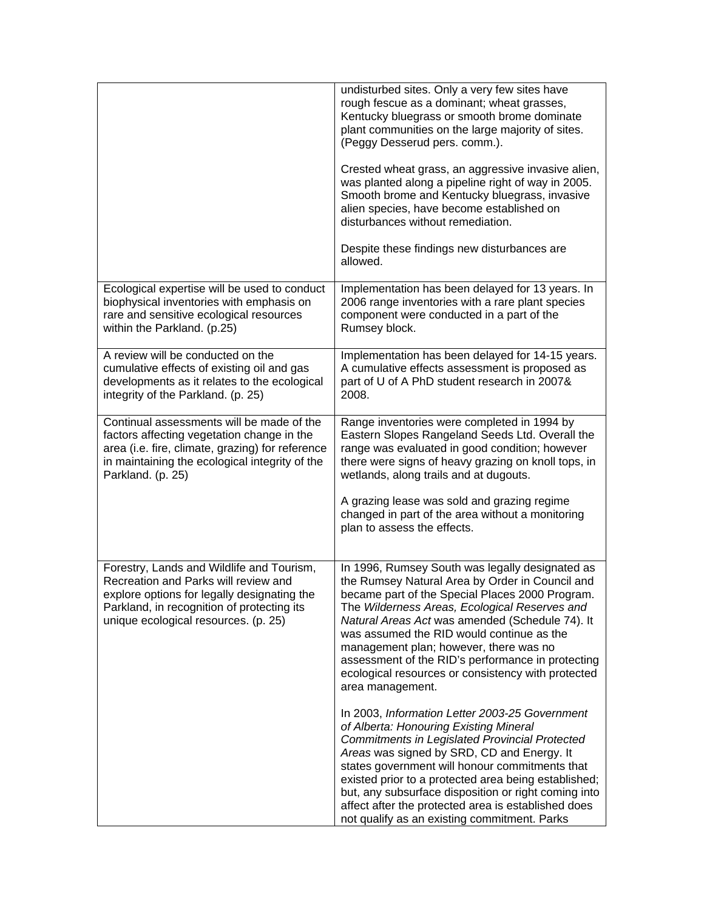| | |
|---|---|
| | undisturbed sites. Only a very few sites have rough fescue as a dominant; wheat grasses, Kentucky bluegrass or smooth brome dominate plant communities on the large majority of sites. (Peggy Desserud pers. comm.).<br><br>Crested wheat grass, an aggressive invasive alien, was planted along a pipeline right of way in 2005. Smooth brome and Kentucky bluegrass, invasive alien species, have become established on disturbances without remediation.<br><br>Despite these findings new disturbances are allowed. |
| Ecological expertise will be used to conduct biophysical inventories with emphasis on rare and sensitive ecological resources within the Parkland. (p.25) | Implementation has been delayed for 13 years. In 2006 range inventories with a rare plant species component were conducted in a part of the Rumsey block. |
| A review will be conducted on the cumulative effects of existing oil and gas developments as it relates to the ecological integrity of the Parkland. (p. 25) | Implementation has been delayed for 14-15 years. A cumulative effects assessment is proposed as part of U of A PhD student research in 2007& 2008. |
| Continual assessments will be made of the factors affecting vegetation change in the area (i.e. fire, climate, grazing) for reference in maintaining the ecological integrity of the Parkland. (p. 25) | Range inventories were completed in 1994 by Eastern Slopes Rangeland Seeds Ltd. Overall the range was evaluated in good condition; however there were signs of heavy grazing on knoll tops, in wetlands, along trails and at dugouts.<br><br>A grazing lease was sold and grazing regime changed in part of the area without a monitoring plan to assess the effects. |
| Forestry, Lands and Wildlife and Tourism, Recreation and Parks will review and explore options for legally designating the Parkland, in recognition of protecting its unique ecological resources. (p. 25) | In 1996, Rumsey South was legally designated as the Rumsey Natural Area by Order in Council and became part of the Special Places 2000 Program. The *Wilderness Areas, Ecological Reserves and Natural Areas Act* was amended (Schedule 74). It was assumed the RID would continue as the management plan; however, there was no assessment of the RID's performance in protecting ecological resources or consistency with protected area management.<br><br>In 2003, *Information Letter 2003-25 Government of Alberta: Honouring Existing Mineral Commitments in Legislated Provincial Protected Areas* was signed by SRD, CD and Energy. It states government will honour commitments that existed prior to a protected area being established; but, any subsurface disposition or right coming into affect after the protected area is established does not qualify as an existing commitment. Parks |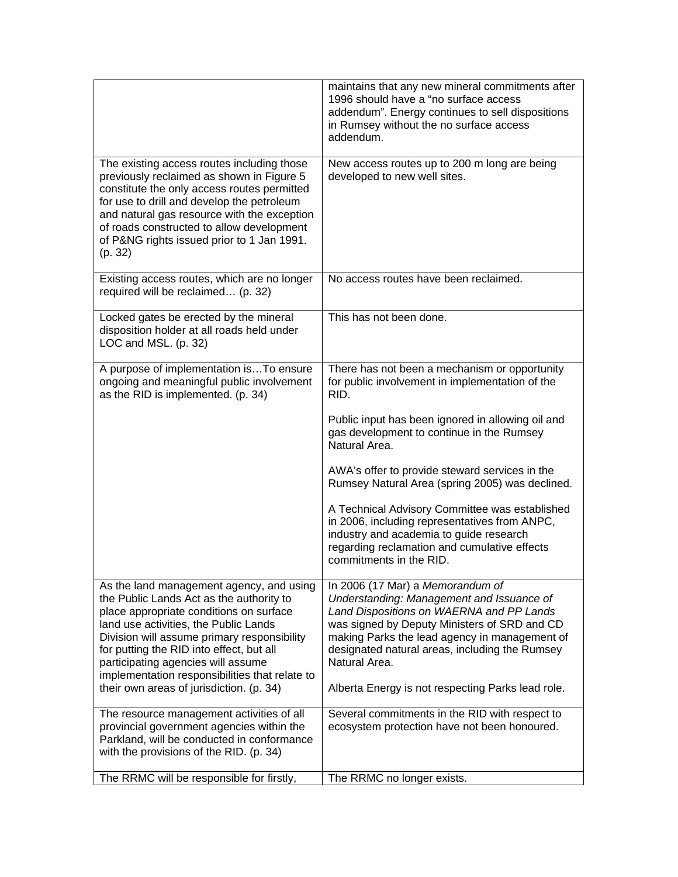| | |
|---|---|
| | maintains that any new mineral commitments after 1996 should have a "no surface access addendum". Energy continues to sell dispositions in Rumsey without the no surface access addendum. |
| The existing access routes including those previously reclaimed as shown in Figure 5 constitute the only access routes permitted for use to drill and develop the petroleum and natural gas resource with the exception of roads constructed to allow development of P&NG rights issued prior to 1 Jan 1991. (p. 32) | New access routes up to 200 m long are being developed to new well sites. |
| Existing access routes, which are no longer required will be reclaimed… (p. 32) | No access routes have been reclaimed. |
| Locked gates be erected by the mineral disposition holder at all roads held under LOC and MSL. (p. 32) | This has not been done. |
| A purpose of implementation is…To ensure ongoing and meaningful public involvement as the RID is implemented. (p. 34) | There has not been a mechanism or opportunity for public involvement in implementation of the RID.<br><br>Public input has been ignored in allowing oil and gas development to continue in the Rumsey Natural Area.<br><br>AWA's offer to provide steward services in the Rumsey Natural Area (spring 2005) was declined.<br><br>A Technical Advisory Committee was established in 2006, including representatives from ANPC, industry and academia to guide research regarding reclamation and cumulative effects commitments in the RID. |
| As the land management agency, and using the Public Lands Act as the authority to place appropriate conditions on surface land use activities, the Public Lands Division will assume primary responsibility for putting the RID into effect, but all participating agencies will assume implementation responsibilities that relate to their own areas of jurisdiction. (p. 34) | In 2006 (17 Mar) a *Memorandum of Understanding: Management and Issuance of Land Dispositions on WAERNA and PP Lands* was signed by Deputy Ministers of SRD and CD making Parks the lead agency in management of designated natural areas, including the Rumsey Natural Area.<br><br>Alberta Energy is not respecting Parks lead role. |
| The resource management activities of all provincial government agencies within the Parkland, will be conducted in conformance with the provisions of the RID. (p. 34) | Several commitments in the RID with respect to ecosystem protection have not been honoured. |
| The RRMC will be responsible for firstly, | The RRMC no longer exists. |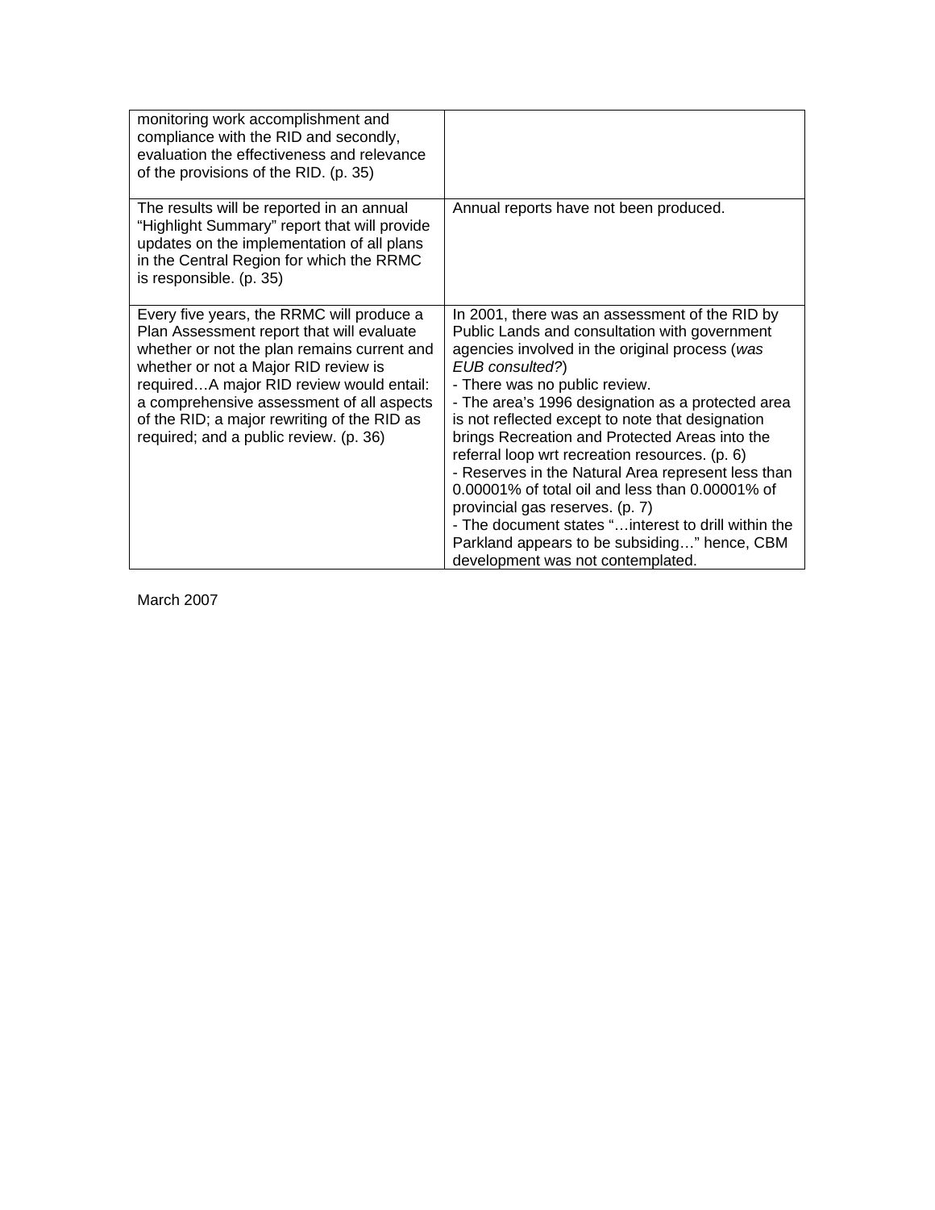| | |
|---|---|
| monitoring work accomplishment and compliance with the RID and secondly, evaluation the effectiveness and relevance of the provisions of the RID. (p. 35) | |
| The results will be reported in an annual "Highlight Summary" report that will provide updates on the implementation of all plans in the Central Region for which the RRMC is responsible. (p. 35) | Annual reports have not been produced. |
| Every five years, the RRMC will produce a Plan Assessment report that will evaluate whether or not the plan remains current and whether or not a Major RID review is required…A major RID review would entail: a comprehensive assessment of all aspects of the RID; a major rewriting of the RID as required; and a public review. (p. 36) | In 2001, there was an assessment of the RID by Public Lands and consultation with government agencies involved in the original process (*was EUB consulted?*)<br>- There was no public review.<br>- The area's 1996 designation as a protected area is not reflected except to note that designation brings Recreation and Protected Areas into the referral loop wrt recreation resources. (p. 6)<br>- Reserves in the Natural Area represent less than 0.00001% of total oil and less than 0.00001% of provincial gas reserves. (p. 7)<br>- The document states "…interest to drill within the Parkland appears to be subsiding…" hence, CBM development was not contemplated. |

March 2007